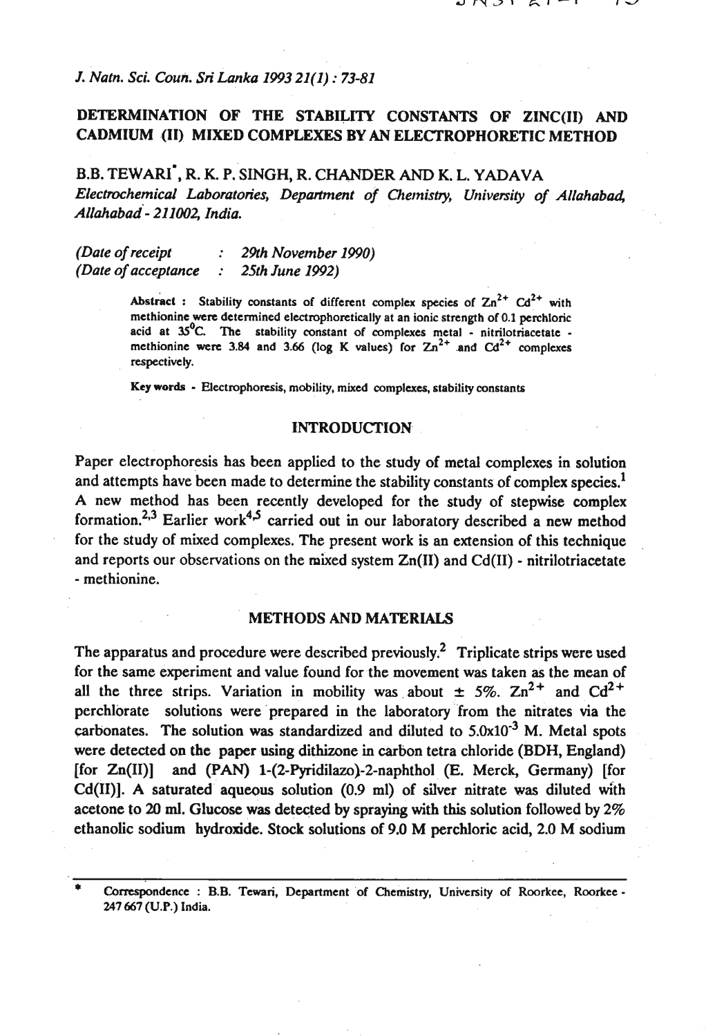# DETERMINATION OF THE STABILITY CONSTANTS OF ZINC(II) AND CADMIUM (II) MIXED COMPLEXES BY AN ELECTROPHORETIC METHOD

B.B. TEWARI*, R. K. P. SINGH, R. CHANDER AND K. L. YADAVA

*Electrochemical Laboratories, Department of Chemistry, University of Allahabad, Allahabad - 211002, India.*

*(Date of receipt : 29th November 1990)*
*(Date of acceptance : 25th June 1992)*

**Abstract :** Stability constants of different complex species of $Zn^{2+}$ $Cd^{2+}$ with methionine were determined electrophoretically at an ionic strength of 0.1 perchloric acid at 35°C. The stability constant of complexes metal - nitrilotriacetate - methionine were 3.84 and 3.66 (log K values) for $Zn^{2+}$ and $Cd^{2+}$ complexes respectively.

**Key words** - Electrophoresis, mobility, mixed complexes, stability constants

## INTRODUCTION

Paper electrophoresis has been applied to the study of metal complexes in solution and attempts have been made to determine the stability constants of complex species.[1] A new method has been recently developed for the study of stepwise complex formation.[2,3] Earlier work[4,5] carried out in our laboratory described a new method for the study of mixed complexes. The present work is an extension of this technique and reports our observations on the mixed system Zn(II) and Cd(II) - nitrilotriacetate - methionine.

## METHODS AND MATERIALS

The apparatus and procedure were described previously.[2] Triplicate strips were used for the same experiment and value found for the movement was taken as the mean of all the three strips. Variation in mobility was about ± 5%. $Zn^{2+}$ and $Cd^{2+}$ perchlorate solutions were prepared in the laboratory from the nitrates via the carbonates. The solution was standardized and diluted to $5.0 \times 10^{-3}$ M. Metal spots were detected on the paper using dithizone in carbon tetra chloride (BDH, England) [for Zn(II)] and (PAN) 1-(2-Pyridilazo)-2-naphthol (E. Merck, Germany) [for Cd(II)]. A saturated aqueous solution (0.9 ml) of silver nitrate was diluted with acetone to 20 ml. Glucose was detected by spraying with this solution followed by 2% ethanolic sodium hydroxide. Stock solutions of 9.0 M perchloric acid, 2.0 M sodium

* Correspondence : B.B. Tewari, Department of Chemistry, University of Roorkee, Roorkee - 247 667 (U.P.) India.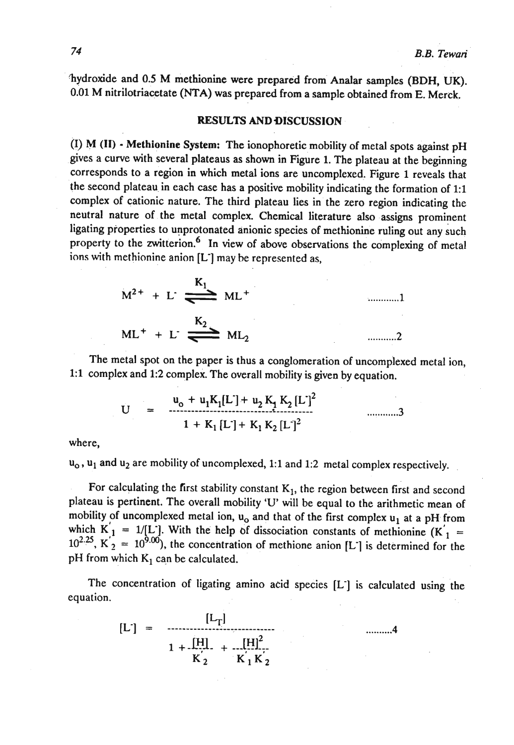hydroxide and 0.5 M methionine were prepared from Analar samples (BDH, UK). 0.01 M nitrilotriacetate (NTA) was prepared from a sample obtained from E. Merck.

## RESULTS AND DISCUSSION

**(I) M (II) - Methionine System:** The ionophoretic mobility of metal spots against pH gives a curve with several plateaus as shown in Figure 1. The plateau at the beginning corresponds to a region in which metal ions are uncomplexed. Figure 1 reveals that the second plateau in each case has a positive mobility indicating the formation of 1:1 complex of cationic nature. The third plateau lies in the zero region indicating the neutral nature of the metal complex. Chemical literature also assigns prominent ligating properties to unprotonated anionic species of methionine ruling out any such property to the zwitterion.[6] In view of above observations the complexing of metal ions with methionine anion $[L^-]$ may be represented as,

$$M^{2+} + L^- \underset{}{\overset{K_1}{\rightleftharpoons}} ML^+ \quad \text{............1}$$

$$ML^+ + L^- \underset{}{\overset{K_2}{\rightleftharpoons}} ML_2 \quad \text{...........2}$$

The metal spot on the paper is thus a conglomeration of uncomplexed metal ion, 1:1 complex and 1:2 complex. The overall mobility is given by equation.

$$U = \frac{u_o + u_1 K_1 [L^-] + u_2 K_1 K_2 [L^-]^2}{1 + K_1 [L^-] + K_1 K_2 [L^-]^2} \quad \text{............3}$$

where,

$u_o$, $u_1$ and $u_2$ are mobility of uncomplexed, 1:1 and 1:2 metal complex respectively.

For calculating the first stability constant $K_1$, the region between first and second plateau is pertinent. The overall mobility 'U' will be equal to the arithmetic mean of mobility of uncomplexed metal ion, $u_o$ and that of the first complex $u_1$ at a pH from which $K'_1 = 1/[L^-]$. With the help of dissociation constants of methionine ($K'_1 = 10^{2.25}$, $K'_2 = 10^{9.00}$), the concentration of methione anion $[L^-]$ is determined for the pH from which $K_1$ can be calculated.

The concentration of ligating amino acid species $[L^-]$ is calculated using the equation.

$$[L^-] = \frac{[L_T]}{1 + \frac{[H]}{K'_2} + \frac{[H]^2}{K'_1 K'_2}} \quad \text{..........4}$$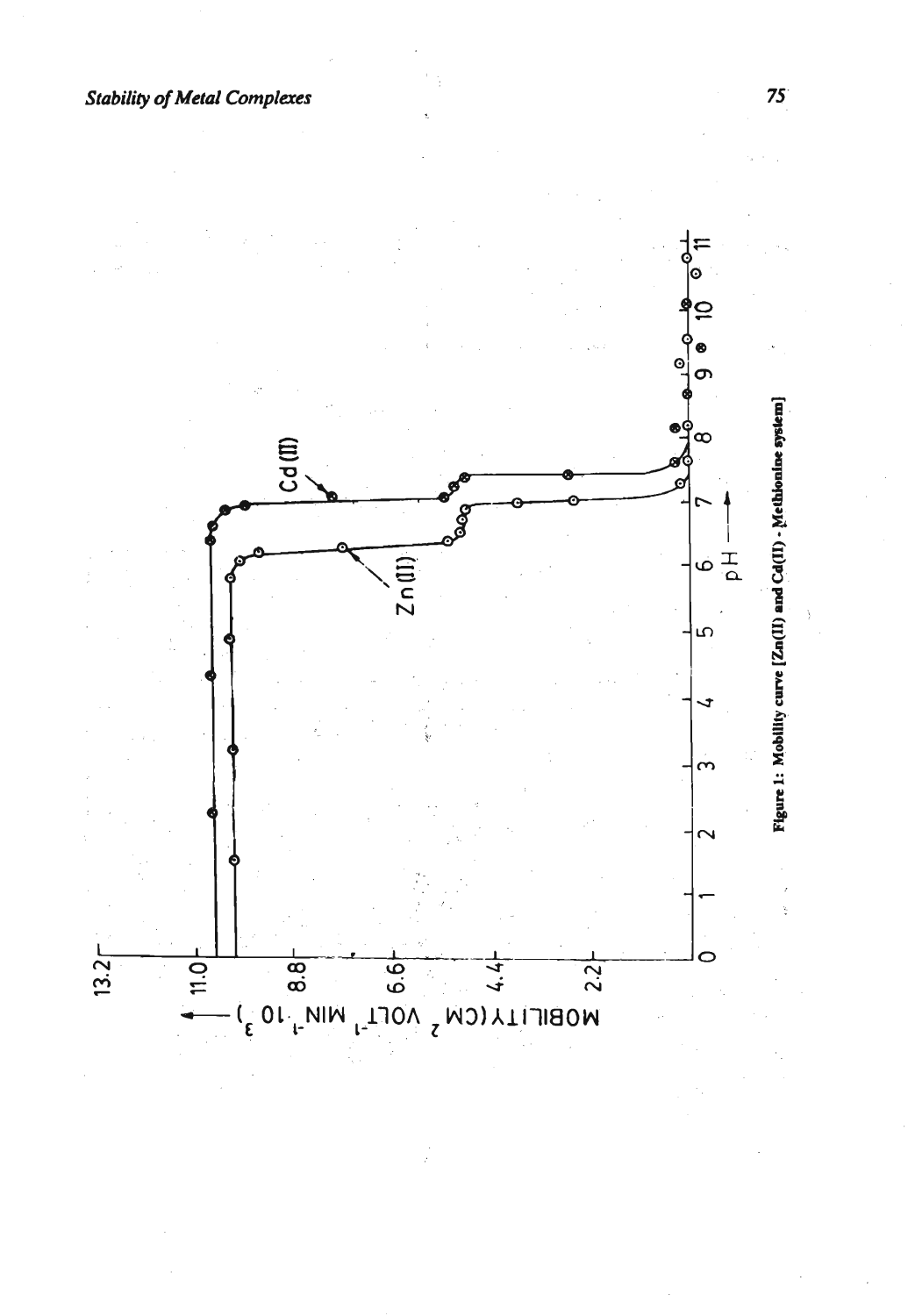Figure 1: Mobility curve [Zn(II) and Cd(II) - Methionine system]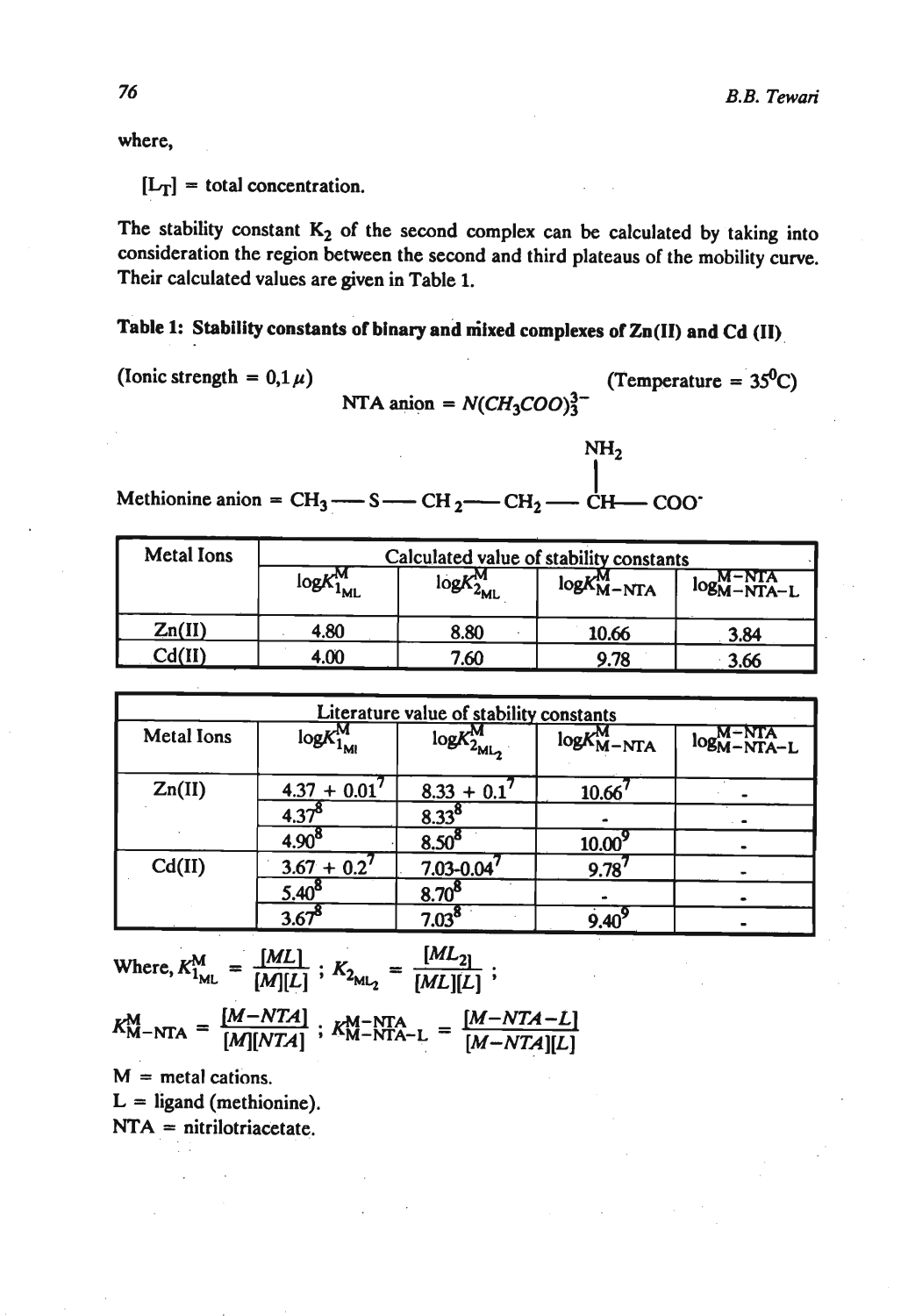where,

$[L_T]$ = total concentration.

The stability constant $K_2$ of the second complex can be calculated by taking into consideration the region between the second and third plateaus of the mobility curve. Their calculated values are given in Table 1.

**Table 1: Stability constants of binary and mixed complexes of Zn(II) and Cd (II)**

(Ionic strength = 0,1 $\mu$) (Temperature = $35^0$C)

NTA anion = $N(CH_3COO)_3^{3-}$

Methionine anion = $CH_3 — S — CH_2 — CH_2 — CH(NH_2) — COO^-$

| Metal Ions | Calculated value of stability constants | | | |
|---|---|---|---|---|
| | $\log K_{1_{ML}}^{M}$ | $\log K_{2_{ML}}^{M}$ | $\log K_{M-NTA}^{M}$ | $\log_{M-NTA-L}^{M-NTA}$ |
| Zn(II) | 4.80 | 8.80 | 10.66 | 3.84 |
| Cd(II) | 4.00 | 7.60 | 9.78 | 3.66 |

| Metal Ions | Literature value of stability constants | | | |
|---|---|---|---|---|
| | $\log K_{1_{Ml}}^{M}$ | $\log K_{2_{ML_2}}^{M}$ | $\log K_{M-NTA}^{M}$ | $\log_{M-NTA-L}^{M-NTA}$ |
| Zn(II) | 4.37 + 0.01[7] | 8.33 + 0.1[7] | 10.66[7] | - |
| | 4.37[8] | 8.33[8] | - | - |
| | 4.90[8] | 8.50[8] | 10.00[9] | - |
| Cd(II) | 3.67 + 0.2[7] | 7.03-0.04[7] | 9.78[7] | - |
| | 5.40[8] | 8.70[8] | - | - |
| | 3.67[8] | 7.03[8] | 9.40[9] | - |

Where, $K_{1_{ML}}^{M} = \frac{[ML]}{[M][L]}$ ; $K_{2_{ML_2}} = \frac{[ML_2]}{[ML][L]}$ ;

$K_{M-NTA}^{M} = \frac{[M-NTA]}{[M][NTA]}$ ; $K_{M-NTA-L}^{M-NTA} = \frac{[M-NTA-L]}{[M-NTA][L]}$

M = metal cations.
L = ligand (methionine).
NTA = nitrilotriacetate.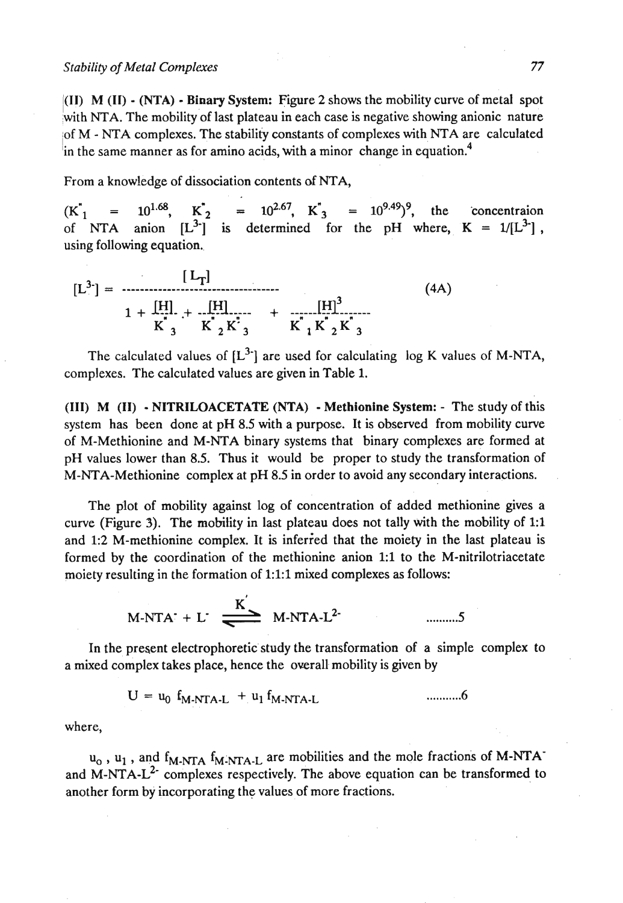**(II) M (II) - (NTA) - Binary System:** Figure 2 shows the mobility curve of metal spot with NTA. The mobility of last plateau in each case is negative showing anionic nature of M - NTA complexes. The stability constants of complexes with NTA are calculated in the same manner as for amino acids, with a minor change in equation.[4]

From a knowledge of dissociation contents of NTA,

($K''_1$ = $10^{1.68}$, $K''_2$ = $10^{2.67}$, $K''_3$ = $10^{9.49}$)[9], the concentraion of NTA anion $[L^{3-}]$ is determined for the pH where, $K = 1/[L^{3-}]$, using following equation.

$$[L^{3-}] = \frac{[L_T]}{1 + \frac{[H]}{K''_3} + \frac{[H]}{K''_2 K''_3} + \frac{[H]^3}{K''_1 K''_2 K''_3}} \qquad (4A)$$

The calculated values of $[L^{3-}]$ are used for calculating log K values of M-NTA, complexes. The calculated values are given in Table 1.

**(III) M (II) - NITRILOACETATE (NTA) - Methionine System:** - The study of this system has been done at pH 8.5 with a purpose. It is observed from mobility curve of M-Methionine and M-NTA binary systems that binary complexes are formed at pH values lower than 8.5. Thus it would be proper to study the transformation of M-NTA-Methionine complex at pH 8.5 in order to avoid any secondary interactions.

The plot of mobility against log of concentration of added methionine gives a curve (Figure 3). The mobility in last plateau does not tally with the mobility of 1:1 and 1:2 M-methionine complex. It is inferred that the moiety in the last plateau is formed by the coordination of the methionine anion 1:1 to the M-nitrilotriacetate moiety resulting in the formation of 1:1:1 mixed complexes as follows:

$$M\text{-}NTA^{-} + L^{-} \overset{K'}{\rightleftharpoons} M\text{-}NTA\text{-}L^{2-} \qquad \text{..........5}$$

In the present electrophoretic study the transformation of a simple complex to a mixed complex takes place, hence the overall mobility is given by

$$U = u_0 \, f_{M\text{-}NTA\text{-}L} + u_1 \, f_{M\text{-}NTA\text{-}L} \qquad \text{...........6}$$

where,

$u_0$, $u_1$, and $f_{M\text{-}NTA}$ $f_{M\text{-}NTA\text{-}L}$ are mobilities and the mole fractions of $M\text{-}NTA^{-}$ and $M\text{-}NTA\text{-}L^{2-}$ complexes respectively. The above equation can be transformed to another form by incorporating the values of more fractions.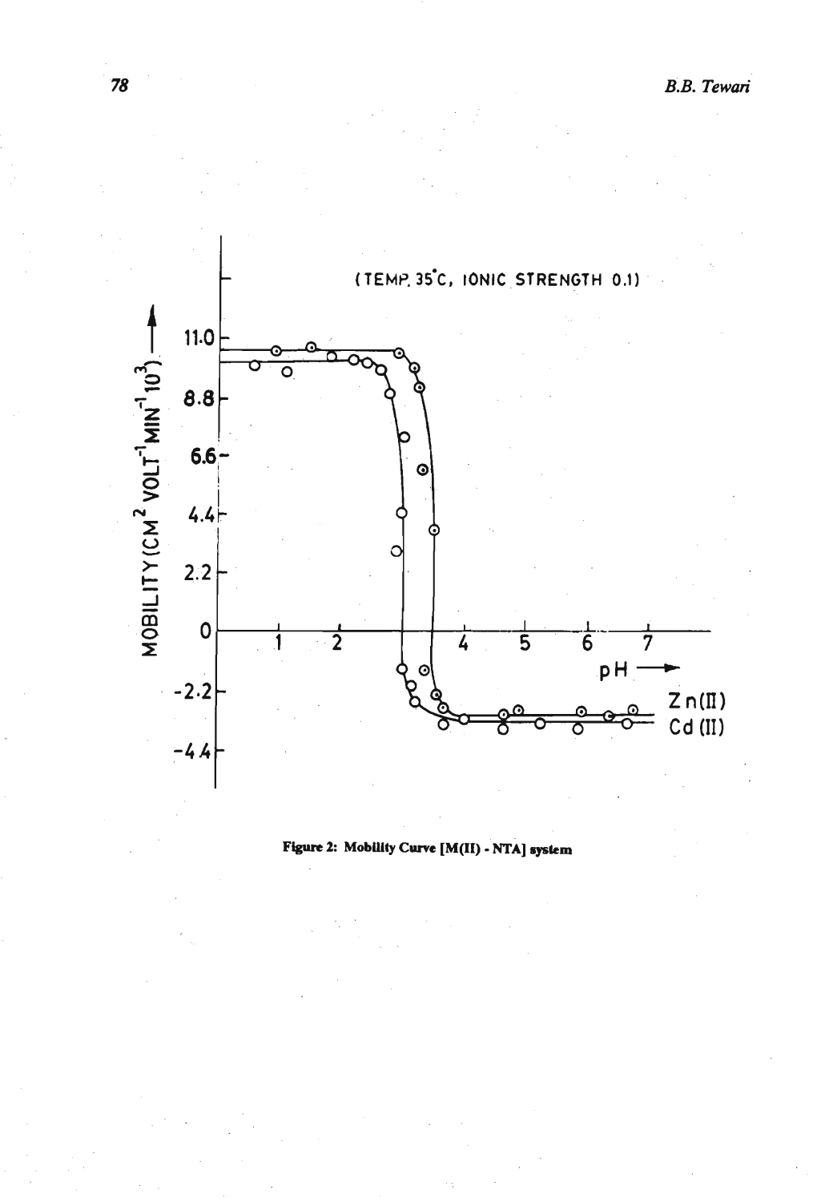Figure 2: Mobility Curve [M(II) - NTA] system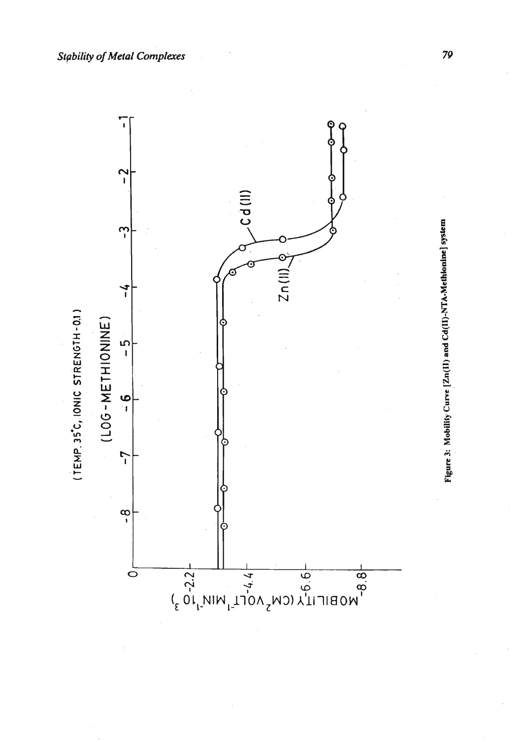(TEMP. 35°C, IONIC STRENGTH - 0.1)

(LOG - METHIONINE)

MOBILITY (CM$^2$ VOLT$^{-1}$ MIN$^{-1}$ 10$^3$)

Figure 3: Mobility Curve [Zn(II) and Cd(II)-NTA-Methionine] system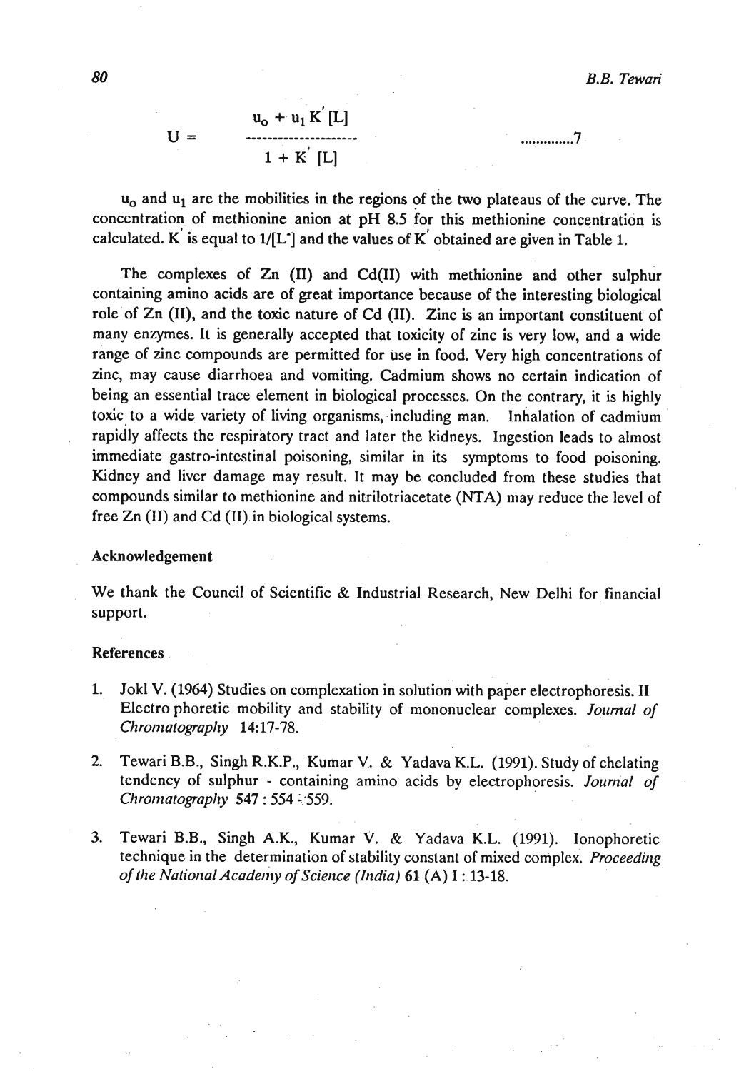$$U = \frac{u_o + u_1 K' [L]}{1 + K' [L]} \qquad \text{.............7}$$

$u_o$ and $u_1$ are the mobilities in the regions of the two plateaus of the curve. The concentration of methionine anion at pH 8.5 for this methionine concentration is calculated. $K'$ is equal to $1/[L^-]$ and the values of $K'$ obtained are given in Table 1.

The complexes of Zn (II) and Cd(II) with methionine and other sulphur containing amino acids are of great importance because of the interesting biological role of Zn (II), and the toxic nature of Cd (II). Zinc is an important constituent of many enzymes. It is generally accepted that toxicity of zinc is very low, and a wide range of zinc compounds are permitted for use in food. Very high concentrations of zinc, may cause diarrhoea and vomiting. Cadmium shows no certain indication of being an essential trace element in biological processes. On the contrary, it is highly toxic to a wide variety of living organisms, including man. Inhalation of cadmium rapidly affects the respiratory tract and later the kidneys. Ingestion leads to almost immediate gastro-intestinal poisoning, similar in its symptoms to food poisoning. Kidney and liver damage may result. It may be concluded from these studies that compounds similar to methionine and nitrilotriacetate (NTA) may reduce the level of free Zn (II) and Cd (II) in biological systems.

### Acknowledgement

We thank the Council of Scientific & Industrial Research, New Delhi for financial support.

### References

1. Jokl V. (1964) Studies on complexation in solution with paper electrophoresis. II Electro phoretic mobility and stability of mononuclear complexes. *Journal of Chromatography* **14**:17-78.

2. Tewari B.B., Singh R.K.P., Kumar V. & Yadava K.L. (1991). Study of chelating tendency of sulphur - containing amino acids by electrophoresis. *Journal of Chromatography* **547** : 554 - 559.

3. Tewari B.B., Singh A.K., Kumar V. & Yadava K.L. (1991). Ionophoretic technique in the determination of stability constant of mixed complex. *Proceeding of the National Academy of Science (India)* **61** (A) I : 13-18.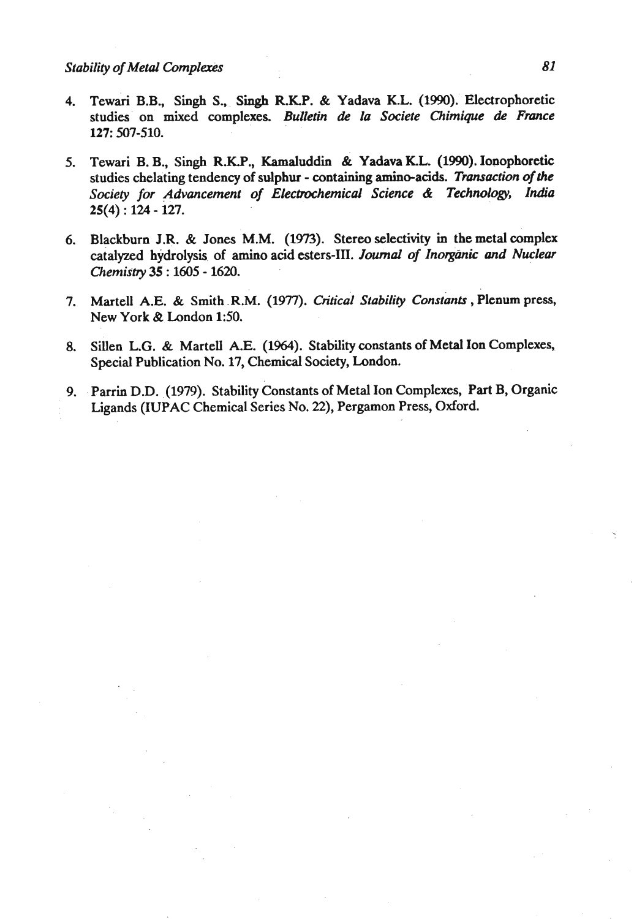4. Tewari B.B., Singh S., Singh R.K.P. & Yadava K.L. (1990). Electrophoretic studies on mixed complexes. *Bulletin de la Societe Chimique de France* **127**: 507-510.

5. Tewari B. B., Singh R.K.P., Kamaluddin & Yadava K.L. (1990). Ionophoretic studies chelating tendency of sulphur - containing amino-acids. *Transaction of the Society for Advancement of Electrochemical Science & Technology, India* **25**(4) : 124 - 127.

6. Blackburn J.R. & Jones M.M. (1973). Stereo selectivity in the metal complex catalyzed hydrolysis of amino acid esters-III. *Journal of Inorganic and Nuclear Chemistry* **35** : 1605 - 1620.

7. Martell A.E. & Smith R.M. (1977). *Critical Stability Constants*, Plenum press, New York & London 1:50.

8. Sillen L.G. & Martell A.E. (1964). Stability constants of Metal Ion Complexes, Special Publication No. 17, Chemical Society, London.

9. Parrin D.D. (1979). Stability Constants of Metal Ion Complexes, Part B, Organic Ligands (IUPAC Chemical Series No. 22), Pergamon Press, Oxford.